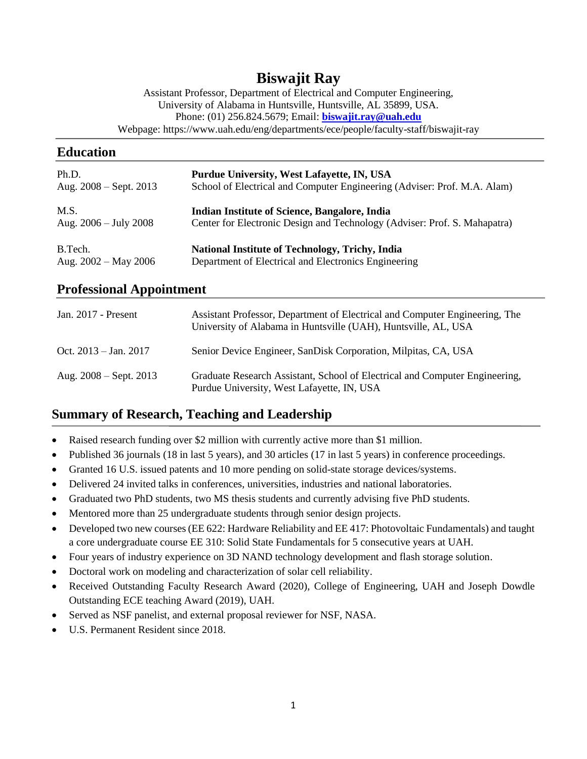# Biswajit Ray

Assistant Professor, Department of Electrical and Computer Engineering,
University of Alabama in Huntsville, Huntsville, AL 35899, USA.
Phone: (01) 256.824.5679; Email: **biswajit.ray@uah.edu**
Webpage: https://www.uah.edu/eng/departments/ece/people/faculty-staff/biswajit-ray

## Education

| | |
|---|---|
| Ph.D.<br>Aug. 2008 – Sept. 2013 | **Purdue University, West Lafayette, IN, USA**<br>School of Electrical and Computer Engineering (Adviser: Prof. M.A. Alam) |
| M.S.<br>Aug. 2006 – July 2008 | **Indian Institute of Science, Bangalore, India**<br>Center for Electronic Design and Technology (Adviser: Prof. S. Mahapatra) |
| B.Tech.<br>Aug. 2002 – May 2006 | **National Institute of Technology, Trichy, India**<br>Department of Electrical and Electronics Engineering |

## Professional Appointment

| | |
|---|---|
| Jan. 2017 - Present | Assistant Professor, Department of Electrical and Computer Engineering, The University of Alabama in Huntsville (UAH), Huntsville, AL, USA |
| Oct. 2013 – Jan. 2017 | Senior Device Engineer, SanDisk Corporation, Milpitas, CA, USA |
| Aug. 2008 – Sept. 2013 | Graduate Research Assistant, School of Electrical and Computer Engineering, Purdue University, West Lafayette, IN, USA |

## Summary of Research, Teaching and Leadership

- Raised research funding over $2 million with currently active more than $1 million.
- Published 36 journals (18 in last 5 years), and 30 articles (17 in last 5 years) in conference proceedings.
- Granted 16 U.S. issued patents and 10 more pending on solid-state storage devices/systems.
- Delivered 24 invited talks in conferences, universities, industries and national laboratories.
- Graduated two PhD students, two MS thesis students and currently advising five PhD students.
- Mentored more than 25 undergraduate students through senior design projects.
- Developed two new courses (EE 622: Hardware Reliability and EE 417: Photovoltaic Fundamentals) and taught a core undergraduate course EE 310: Solid State Fundamentals for 5 consecutive years at UAH.
- Four years of industry experience on 3D NAND technology development and flash storage solution.
- Doctoral work on modeling and characterization of solar cell reliability.
- Received Outstanding Faculty Research Award (2020), College of Engineering, UAH and Joseph Dowdle Outstanding ECE teaching Award (2019), UAH.
- Served as NSF panelist, and external proposal reviewer for NSF, NASA.
- U.S. Permanent Resident since 2018.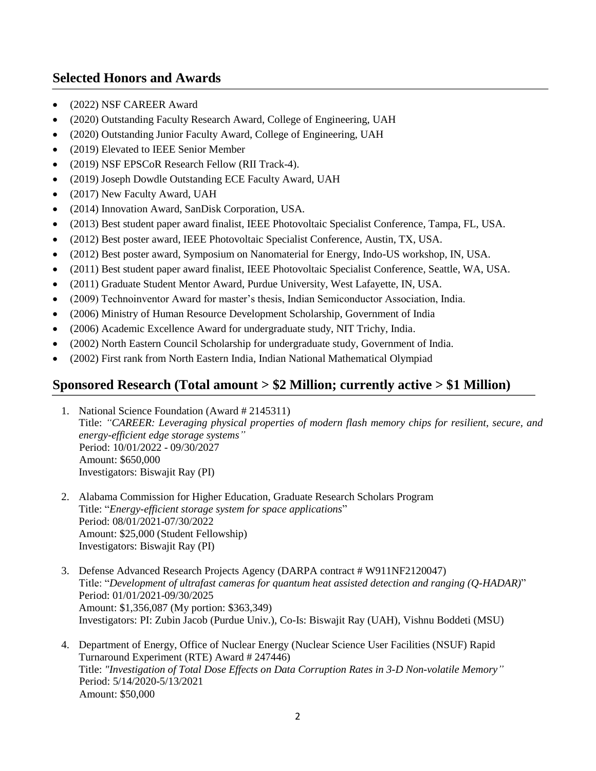## Selected Honors and Awards

- (2022) NSF CAREER Award
- (2020) Outstanding Faculty Research Award, College of Engineering, UAH
- (2020) Outstanding Junior Faculty Award, College of Engineering, UAH
- (2019) Elevated to IEEE Senior Member
- (2019) NSF EPSCoR Research Fellow (RII Track-4).
- (2019) Joseph Dowdle Outstanding ECE Faculty Award, UAH
- (2017) New Faculty Award, UAH
- (2014) Innovation Award, SanDisk Corporation, USA.
- (2013) Best student paper award finalist, IEEE Photovoltaic Specialist Conference, Tampa, FL, USA.
- (2012) Best poster award, IEEE Photovoltaic Specialist Conference, Austin, TX, USA.
- (2012) Best poster award, Symposium on Nanomaterial for Energy, Indo-US workshop, IN, USA.
- (2011) Best student paper award finalist, IEEE Photovoltaic Specialist Conference, Seattle, WA, USA.
- (2011) Graduate Student Mentor Award, Purdue University, West Lafayette, IN, USA.
- (2009) Technoinventor Award for master's thesis, Indian Semiconductor Association, India.
- (2006) Ministry of Human Resource Development Scholarship, Government of India
- (2006) Academic Excellence Award for undergraduate study, NIT Trichy, India.
- (2002) North Eastern Council Scholarship for undergraduate study, Government of India.
- (2002) First rank from North Eastern India, Indian National Mathematical Olympiad

## Sponsored Research (Total amount > $2 Million; currently active > $1 Million)

1. National Science Foundation (Award # 2145311)
   Title: *"CAREER: Leveraging physical properties of modern flash memory chips for resilient, secure, and energy-efficient edge storage systems"*
   Period: 10/01/2022 - 09/30/2027
   Amount: $650,000
   Investigators: Biswajit Ray (PI)

2. Alabama Commission for Higher Education, Graduate Research Scholars Program
   Title: "*Energy-efficient storage system for space applications*"
   Period: 08/01/2021-07/30/2022
   Amount: $25,000 (Student Fellowship)
   Investigators: Biswajit Ray (PI)

3. Defense Advanced Research Projects Agency (DARPA contract # W911NF2120047)
   Title: "*Development of ultrafast cameras for quantum heat assisted detection and ranging (Q-HADAR)*"
   Period: 01/01/2021-09/30/2025
   Amount: $1,356,087 (My portion: $363,349)
   Investigators: PI: Zubin Jacob (Purdue Univ.), Co-Is: Biswajit Ray (UAH), Vishnu Boddeti (MSU)

4. Department of Energy, Office of Nuclear Energy (Nuclear Science User Facilities (NSUF) Rapid Turnaround Experiment (RTE) Award # 247446)
   Title: *"Investigation of Total Dose Effects on Data Corruption Rates in 3-D Non-volatile Memory"*
   Period: 5/14/2020-5/13/2021
   Amount: $50,000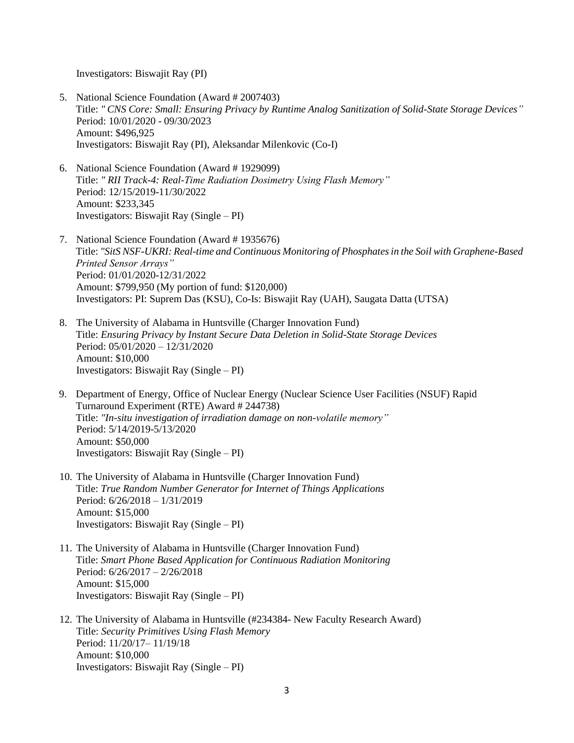Investigators: Biswajit Ray (PI)

5. National Science Foundation (Award # 2007403)
   Title: *" CNS Core: Small: Ensuring Privacy by Runtime Analog Sanitization of Solid-State Storage Devices"*
   Period: 10/01/2020 - 09/30/2023
   Amount: $496,925
   Investigators: Biswajit Ray (PI), Aleksandar Milenkovic (Co-I)

6. National Science Foundation (Award # 1929099)
   Title: *" RII Track-4: Real-Time Radiation Dosimetry Using Flash Memory"*
   Period: 12/15/2019-11/30/2022
   Amount: $233,345
   Investigators: Biswajit Ray (Single – PI)

7. National Science Foundation (Award # 1935676)
   Title: *"SitS NSF-UKRI: Real-time and Continuous Monitoring of Phosphates in the Soil with Graphene-Based Printed Sensor Arrays"*
   Period: 01/01/2020-12/31/2022
   Amount: $799,950 (My portion of fund: $120,000)
   Investigators: PI: Suprem Das (KSU), Co-Is: Biswajit Ray (UAH), Saugata Datta (UTSA)

8. The University of Alabama in Huntsville (Charger Innovation Fund)
   Title: *Ensuring Privacy by Instant Secure Data Deletion in Solid-State Storage Devices*
   Period: 05/01/2020 – 12/31/2020
   Amount: $10,000
   Investigators: Biswajit Ray (Single – PI)

9. Department of Energy, Office of Nuclear Energy (Nuclear Science User Facilities (NSUF) Rapid Turnaround Experiment (RTE) Award # 244738)
   Title: *"In-situ investigation of irradiation damage on non-volatile memory"*
   Period: 5/14/2019-5/13/2020
   Amount: $50,000
   Investigators: Biswajit Ray (Single – PI)

10. The University of Alabama in Huntsville (Charger Innovation Fund)
    Title: *True Random Number Generator for Internet of Things Applications*
    Period: 6/26/2018 – 1/31/2019
    Amount: $15,000
    Investigators: Biswajit Ray (Single – PI)

11. The University of Alabama in Huntsville (Charger Innovation Fund)
    Title: *Smart Phone Based Application for Continuous Radiation Monitoring*
    Period: 6/26/2017 – 2/26/2018
    Amount: $15,000
    Investigators: Biswajit Ray (Single – PI)

12. The University of Alabama in Huntsville (#234384- New Faculty Research Award)
    Title: *Security Primitives Using Flash Memory*
    Period: 11/20/17– 11/19/18
    Amount: $10,000
    Investigators: Biswajit Ray (Single – PI)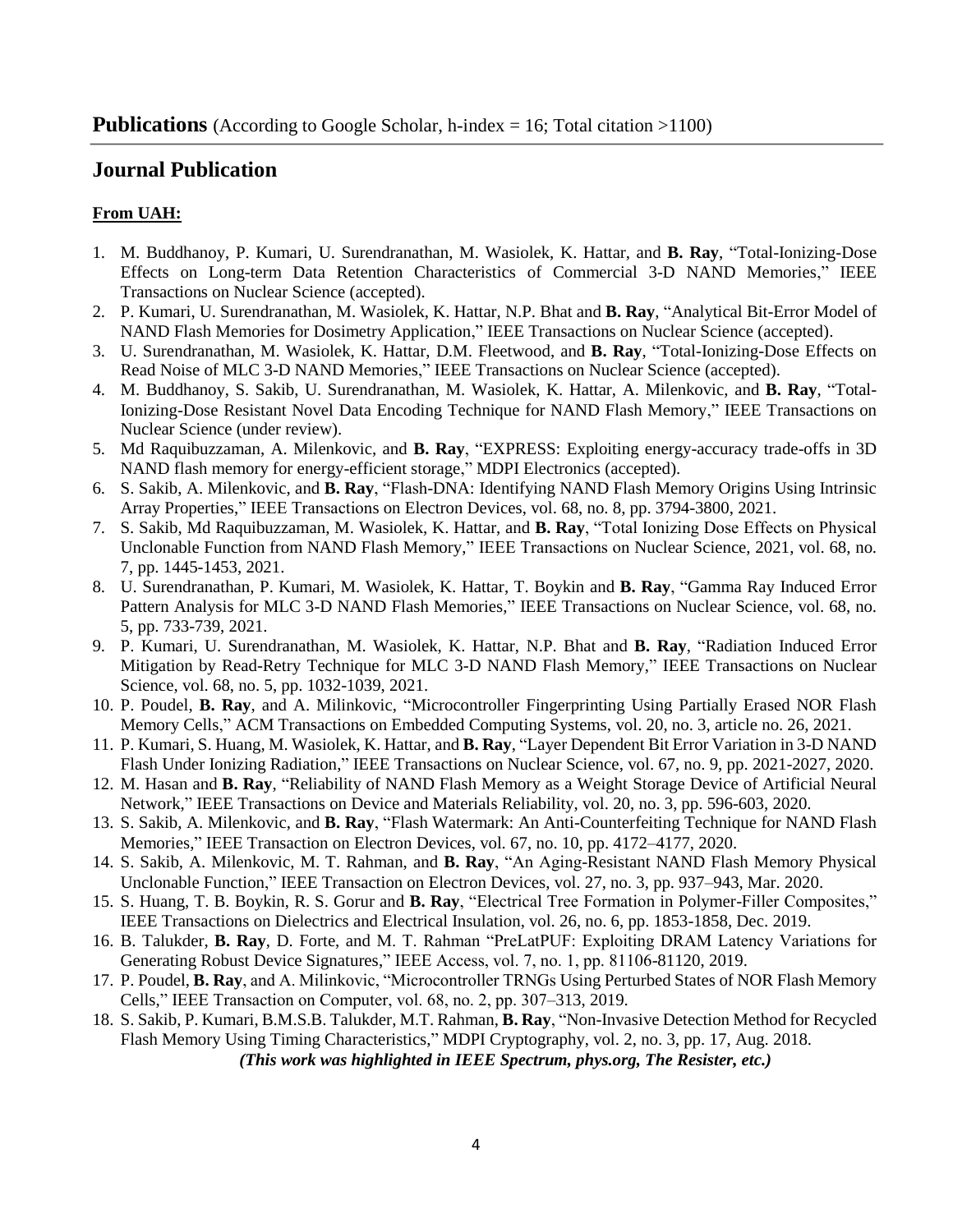**Publications** (According to Google Scholar, h-index = 16; Total citation >1100)

## Journal Publication

**From UAH:**

1. M. Buddhanoy, P. Kumari, U. Surendranathan, M. Wasiolek, K. Hattar, and **B. Ray**, "Total-Ionizing-Dose Effects on Long-term Data Retention Characteristics of Commercial 3-D NAND Memories," IEEE Transactions on Nuclear Science (accepted).
2. P. Kumari, U. Surendranathan, M. Wasiolek, K. Hattar, N.P. Bhat and **B. Ray**, "Analytical Bit-Error Model of NAND Flash Memories for Dosimetry Application," IEEE Transactions on Nuclear Science (accepted).
3. U. Surendranathan, M. Wasiolek, K. Hattar, D.M. Fleetwood, and **B. Ray**, "Total-Ionizing-Dose Effects on Read Noise of MLC 3-D NAND Memories," IEEE Transactions on Nuclear Science (accepted).
4. M. Buddhanoy, S. Sakib, U. Surendranathan, M. Wasiolek, K. Hattar, A. Milenkovic, and **B. Ray**, "Total-Ionizing-Dose Resistant Novel Data Encoding Technique for NAND Flash Memory," IEEE Transactions on Nuclear Science (under review).
5. Md Raquibuzzaman, A. Milenkovic, and **B. Ray**, "EXPRESS: Exploiting energy-accuracy trade-offs in 3D NAND flash memory for energy-efficient storage," MDPI Electronics (accepted).
6. S. Sakib, A. Milenkovic, and **B. Ray**, "Flash-DNA: Identifying NAND Flash Memory Origins Using Intrinsic Array Properties," IEEE Transactions on Electron Devices, vol. 68, no. 8, pp. 3794-3800, 2021.
7. S. Sakib, Md Raquibuzzaman, M. Wasiolek, K. Hattar, and **B. Ray**, "Total Ionizing Dose Effects on Physical Unclonable Function from NAND Flash Memory," IEEE Transactions on Nuclear Science, 2021, vol. 68, no. 7, pp. 1445-1453, 2021.
8. U. Surendranathan, P. Kumari, M. Wasiolek, K. Hattar, T. Boykin and **B. Ray**, "Gamma Ray Induced Error Pattern Analysis for MLC 3-D NAND Flash Memories," IEEE Transactions on Nuclear Science, vol. 68, no. 5, pp. 733-739, 2021.
9. P. Kumari, U. Surendranathan, M. Wasiolek, K. Hattar, N.P. Bhat and **B. Ray**, "Radiation Induced Error Mitigation by Read-Retry Technique for MLC 3-D NAND Flash Memory," IEEE Transactions on Nuclear Science, vol. 68, no. 5, pp. 1032-1039, 2021.
10. P. Poudel, **B. Ray**, and A. Milinkovic, "Microcontroller Fingerprinting Using Partially Erased NOR Flash Memory Cells," ACM Transactions on Embedded Computing Systems, vol. 20, no. 3, article no. 26, 2021.
11. P. Kumari, S. Huang, M. Wasiolek, K. Hattar, and **B. Ray**, "Layer Dependent Bit Error Variation in 3-D NAND Flash Under Ionizing Radiation," IEEE Transactions on Nuclear Science, vol. 67, no. 9, pp. 2021-2027, 2020.
12. M. Hasan and **B. Ray**, "Reliability of NAND Flash Memory as a Weight Storage Device of Artificial Neural Network," IEEE Transactions on Device and Materials Reliability, vol. 20, no. 3, pp. 596-603, 2020.
13. S. Sakib, A. Milenkovic, and **B. Ray**, "Flash Watermark: An Anti-Counterfeiting Technique for NAND Flash Memories," IEEE Transaction on Electron Devices, vol. 67, no. 10, pp. 4172–4177, 2020.
14. S. Sakib, A. Milenkovic, M. T. Rahman, and **B. Ray**, "An Aging-Resistant NAND Flash Memory Physical Unclonable Function," IEEE Transaction on Electron Devices, vol. 27, no. 3, pp. 937–943, Mar. 2020.
15. S. Huang, T. B. Boykin, R. S. Gorur and **B. Ray**, "Electrical Tree Formation in Polymer-Filler Composites," IEEE Transactions on Dielectrics and Electrical Insulation, vol. 26, no. 6, pp. 1853-1858, Dec. 2019.
16. B. Talukder, **B. Ray**, D. Forte, and M. T. Rahman "PreLatPUF: Exploiting DRAM Latency Variations for Generating Robust Device Signatures," IEEE Access, vol. 7, no. 1, pp. 81106-81120, 2019.
17. P. Poudel, **B. Ray**, and A. Milinkovic, "Microcontroller TRNGs Using Perturbed States of NOR Flash Memory Cells," IEEE Transaction on Computer, vol. 68, no. 2, pp. 307–313, 2019.
18. S. Sakib, P. Kumari, B.M.S.B. Talukder, M.T. Rahman, **B. Ray**, "Non-Invasive Detection Method for Recycled Flash Memory Using Timing Characteristics," MDPI Cryptography, vol. 2, no. 3, pp. 17, Aug. 2018.
***(This work was highlighted in IEEE Spectrum, phys.org, The Resister, etc.)***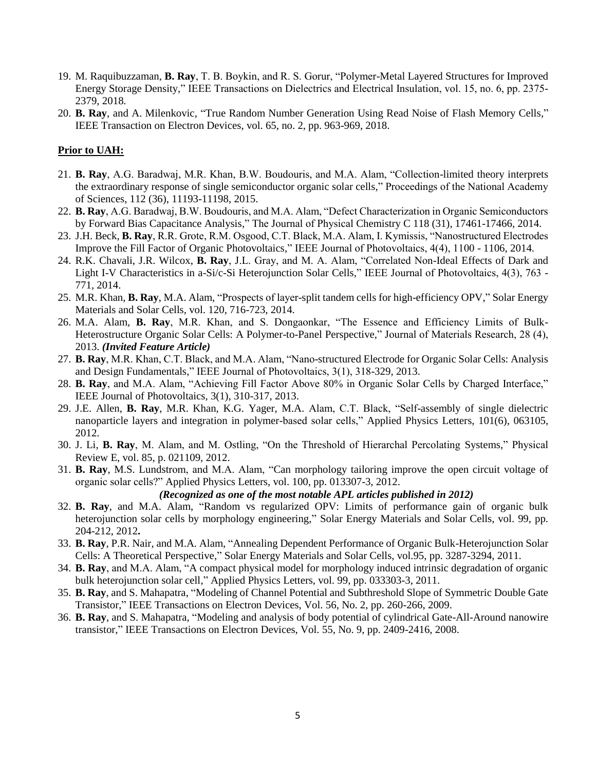19. M. Raquibuzzaman, **B. Ray**, T. B. Boykin, and R. S. Gorur, "Polymer-Metal Layered Structures for Improved Energy Storage Density," IEEE Transactions on Dielectrics and Electrical Insulation, vol. 15, no. 6, pp. 2375-2379, 2018.
20. **B. Ray**, and A. Milenkovic, "True Random Number Generation Using Read Noise of Flash Memory Cells," IEEE Transaction on Electron Devices, vol. 65, no. 2, pp. 963-969, 2018.

**Prior to UAH:**

21. **B. Ray**, A.G. Baradwaj, M.R. Khan, B.W. Boudouris, and M.A. Alam, "Collection-limited theory interprets the extraordinary response of single semiconductor organic solar cells," Proceedings of the National Academy of Sciences, 112 (36), 11193-11198, 2015.
22. **B. Ray**, A.G. Baradwaj, B.W. Boudouris, and M.A. Alam, "Defect Characterization in Organic Semiconductors by Forward Bias Capacitance Analysis," The Journal of Physical Chemistry C 118 (31), 17461-17466, 2014.
23. J.H. Beck, **B. Ray**, R.R. Grote, R.M. Osgood, C.T. Black, M.A. Alam, I. Kymissis, "Nanostructured Electrodes Improve the Fill Factor of Organic Photovoltaics," IEEE Journal of Photovoltaics, 4(4), 1100 - 1106, 2014.
24. R.K. Chavali, J.R. Wilcox, **B. Ray**, J.L. Gray, and M. A. Alam, "Correlated Non-Ideal Effects of Dark and Light I-V Characteristics in a-Si/c-Si Heterojunction Solar Cells," IEEE Journal of Photovoltaics, 4(3), 763 - 771, 2014.
25. M.R. Khan, **B. Ray**, M.A. Alam, "Prospects of layer-split tandem cells for high-efficiency OPV," Solar Energy Materials and Solar Cells, vol. 120, 716-723, 2014.
26. M.A. Alam, **B. Ray**, M.R. Khan, and S. Dongaonkar, "The Essence and Efficiency Limits of Bulk-Heterostructure Organic Solar Cells: A Polymer-to-Panel Perspective," Journal of Materials Research, 28 (4), 2013. ***(Invited Feature Article)***
27. **B. Ray**, M.R. Khan, C.T. Black, and M.A. Alam, "Nano-structured Electrode for Organic Solar Cells: Analysis and Design Fundamentals," IEEE Journal of Photovoltaics, 3(1), 318-329, 2013.
28. **B. Ray**, and M.A. Alam, "Achieving Fill Factor Above 80% in Organic Solar Cells by Charged Interface," IEEE Journal of Photovoltaics, 3(1), 310-317, 2013.
29. J.E. Allen, **B. Ray**, M.R. Khan, K.G. Yager, M.A. Alam, C.T. Black, "Self-assembly of single dielectric nanoparticle layers and integration in polymer-based solar cells," Applied Physics Letters, 101(6), 063105, 2012.
30. J. Li, **B. Ray**, M. Alam, and M. Ostling, "On the Threshold of Hierarchal Percolating Systems," Physical Review E, vol. 85, p. 021109, 2012.
31. **B. Ray**, M.S. Lundstrom, and M.A. Alam, "Can morphology tailoring improve the open circuit voltage of organic solar cells?" Applied Physics Letters, vol. 100, pp. 013307-3, 2012.
    ***(Recognized as one of the most notable APL articles published in 2012)***
32. **B. Ray**, and M.A. Alam, "Random vs regularized OPV: Limits of performance gain of organic bulk heterojunction solar cells by morphology engineering," Solar Energy Materials and Solar Cells, vol. 99, pp. 204-212, 2012**.**
33. **B. Ray**, P.R. Nair, and M.A. Alam, "Annealing Dependent Performance of Organic Bulk-Heterojunction Solar Cells: A Theoretical Perspective," Solar Energy Materials and Solar Cells, vol.95, pp. 3287-3294, 2011.
34. **B. Ray**, and M.A. Alam, "A compact physical model for morphology induced intrinsic degradation of organic bulk heterojunction solar cell," Applied Physics Letters, vol. 99, pp. 033303-3, 2011.
35. **B. Ray**, and S. Mahapatra, "Modeling of Channel Potential and Subthreshold Slope of Symmetric Double Gate Transistor," IEEE Transactions on Electron Devices, Vol. 56, No. 2, pp. 260-266, 2009.
36. **B. Ray**, and S. Mahapatra, "Modeling and analysis of body potential of cylindrical Gate-All-Around nanowire transistor," IEEE Transactions on Electron Devices, Vol. 55, No. 9, pp. 2409-2416, 2008.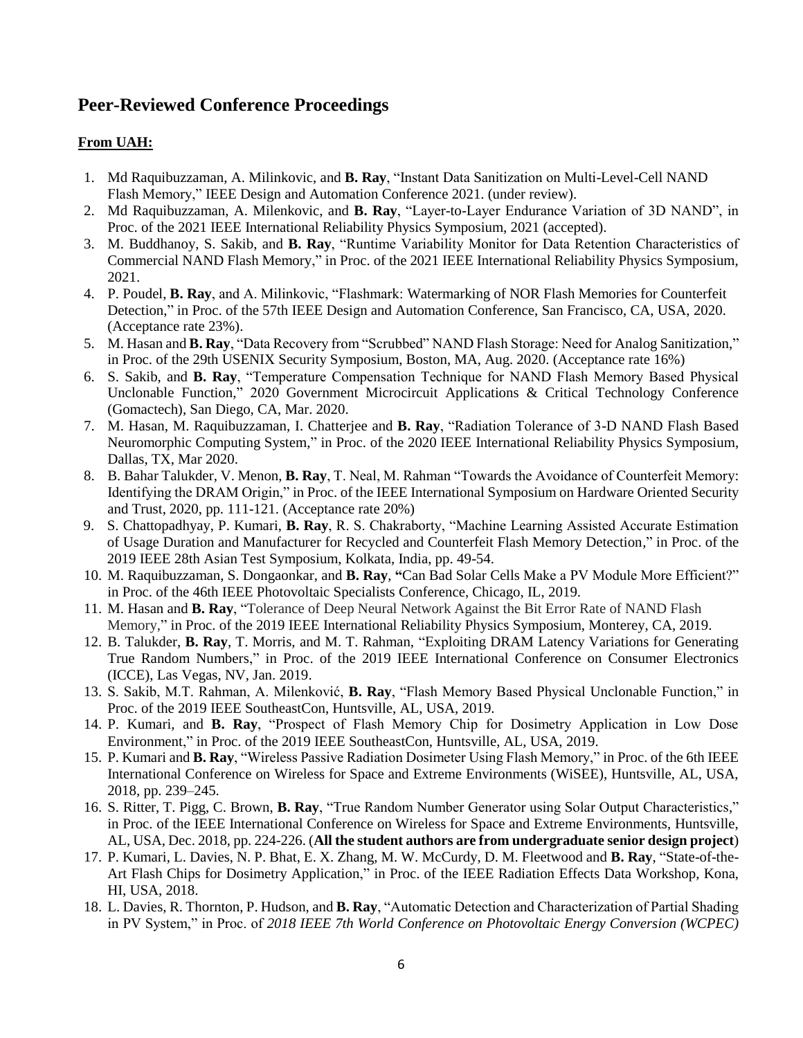## Peer-Reviewed Conference Proceedings

**From UAH:**

1. Md Raquibuzzaman, A. Milinkovic, and **B. Ray**, "Instant Data Sanitization on Multi-Level-Cell NAND Flash Memory," IEEE Design and Automation Conference 2021. (under review).
2. Md Raquibuzzaman, A. Milenkovic, and **B. Ray**, "Layer-to-Layer Endurance Variation of 3D NAND", in Proc. of the 2021 IEEE International Reliability Physics Symposium, 2021 (accepted).
3. M. Buddhanoy, S. Sakib, and **B. Ray**, "Runtime Variability Monitor for Data Retention Characteristics of Commercial NAND Flash Memory," in Proc. of the 2021 IEEE International Reliability Physics Symposium, 2021.
4. P. Poudel, **B. Ray**, and A. Milinkovic, "Flashmark: Watermarking of NOR Flash Memories for Counterfeit Detection," in Proc. of the 57th IEEE Design and Automation Conference, San Francisco, CA, USA, 2020. (Acceptance rate 23%).
5. M. Hasan and **B. Ray**, "Data Recovery from "Scrubbed" NAND Flash Storage: Need for Analog Sanitization," in Proc. of the 29th USENIX Security Symposium, Boston, MA, Aug. 2020. (Acceptance rate 16%)
6. S. Sakib, and **B. Ray**, "Temperature Compensation Technique for NAND Flash Memory Based Physical Unclonable Function," 2020 Government Microcircuit Applications & Critical Technology Conference (Gomactech), San Diego, CA, Mar. 2020.
7. M. Hasan, M. Raquibuzzaman, I. Chatterjee and **B. Ray**, "Radiation Tolerance of 3-D NAND Flash Based Neuromorphic Computing System," in Proc. of the 2020 IEEE International Reliability Physics Symposium, Dallas, TX, Mar 2020.
8. B. Bahar Talukder, V. Menon, **B. Ray**, T. Neal, M. Rahman "Towards the Avoidance of Counterfeit Memory: Identifying the DRAM Origin," in Proc. of the IEEE International Symposium on Hardware Oriented Security and Trust, 2020, pp. 111-121. (Acceptance rate 20%)
9. S. Chattopadhyay, P. Kumari, **B. Ray**, R. S. Chakraborty, "Machine Learning Assisted Accurate Estimation of Usage Duration and Manufacturer for Recycled and Counterfeit Flash Memory Detection," in Proc. of the 2019 IEEE 28th Asian Test Symposium, Kolkata, India, pp. 49-54.
10. M. Raquibuzzaman, S. Dongaonkar, and **B. Ray**, **"**Can Bad Solar Cells Make a PV Module More Efficient?" in Proc. of the 46th IEEE Photovoltaic Specialists Conference, Chicago, IL, 2019.
11. M. Hasan and **B. Ray**, "Tolerance of Deep Neural Network Against the Bit Error Rate of NAND Flash Memory," in Proc. of the 2019 IEEE International Reliability Physics Symposium, Monterey, CA, 2019.
12. B. Talukder, **B. Ray**, T. Morris, and M. T. Rahman, "Exploiting DRAM Latency Variations for Generating True Random Numbers," in Proc. of the 2019 IEEE International Conference on Consumer Electronics (ICCE), Las Vegas, NV, Jan. 2019.
13. S. Sakib, M.T. Rahman, A. Milenković, **B. Ray**, "Flash Memory Based Physical Unclonable Function," in Proc. of the 2019 IEEE SoutheastCon, Huntsville, AL, USA, 2019.
14. P. Kumari, and **B. Ray**, "Prospect of Flash Memory Chip for Dosimetry Application in Low Dose Environment," in Proc. of the 2019 IEEE SoutheastCon, Huntsville, AL, USA, 2019.
15. P. Kumari and **B. Ray**, "Wireless Passive Radiation Dosimeter Using Flash Memory," in Proc. of the 6th IEEE International Conference on Wireless for Space and Extreme Environments (WiSEE), Huntsville, AL, USA, 2018, pp. 239–245.
16. S. Ritter, T. Pigg, C. Brown, **B. Ray**, "True Random Number Generator using Solar Output Characteristics," in Proc. of the IEEE International Conference on Wireless for Space and Extreme Environments, Huntsville, AL, USA, Dec. 2018, pp. 224-226. (**All the student authors are from undergraduate senior design project**)
17. P. Kumari, L. Davies, N. P. Bhat, E. X. Zhang, M. W. McCurdy, D. M. Fleetwood and **B. Ray**, "State-of-the-Art Flash Chips for Dosimetry Application," in Proc. of the IEEE Radiation Effects Data Workshop, Kona, HI, USA, 2018.
18. L. Davies, R. Thornton, P. Hudson, and **B. Ray**, "Automatic Detection and Characterization of Partial Shading in PV System," in Proc. of *2018 IEEE 7th World Conference on Photovoltaic Energy Conversion (WCPEC)*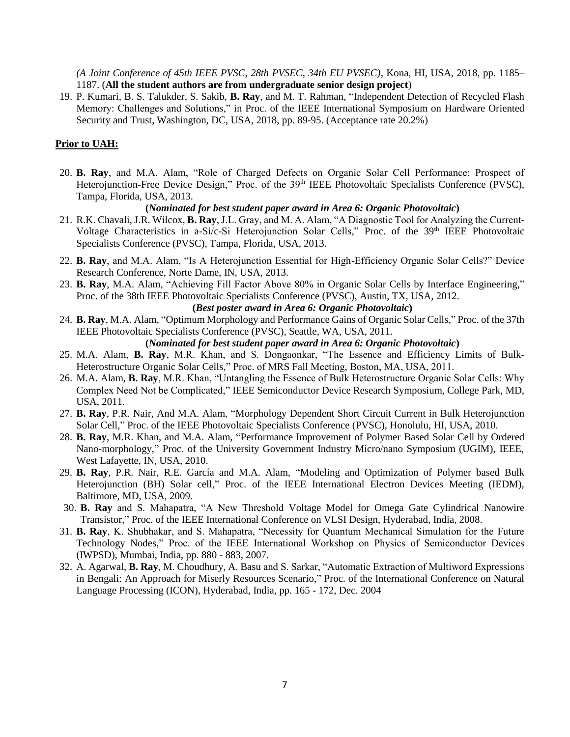*(A Joint Conference of 45th IEEE PVSC, 28th PVSEC, 34th EU PVSEC)*, Kona, HI, USA, 2018, pp. 1185–1187. (**All the student authors are from undergraduate senior design project**)

19. P. Kumari, B. S. Talukder, S. Sakib, **B. Ray**, and M. T. Rahman, "Independent Detection of Recycled Flash Memory: Challenges and Solutions," in Proc. of the IEEE International Symposium on Hardware Oriented Security and Trust, Washington, DC, USA, 2018, pp. 89-95. (Acceptance rate 20.2%)

**Prior to UAH:**

20. **B. Ray**, and M.A. Alam, "Role of Charged Defects on Organic Solar Cell Performance: Prospect of Heterojunction-Free Device Design," Proc. of the 39th IEEE Photovoltaic Specialists Conference (PVSC), Tampa, Florida, USA, 2013.
    **(*Nominated for best student paper award in Area 6: Organic Photovoltaic*)**
21. R.K. Chavali, J.R. Wilcox, **B. Ray**, J.L. Gray, and M. A. Alam, "A Diagnostic Tool for Analyzing the Current-Voltage Characteristics in a-Si/c-Si Heterojunction Solar Cells," Proc. of the 39th IEEE Photovoltaic Specialists Conference (PVSC), Tampa, Florida, USA, 2013.
22. **B. Ray**, and M.A. Alam, "Is A Heterojunction Essential for High-Efficiency Organic Solar Cells?" Device Research Conference, Norte Dame, IN, USA, 2013.
23. **B. Ray**, M.A. Alam, "Achieving Fill Factor Above 80% in Organic Solar Cells by Interface Engineering," Proc. of the 38th IEEE Photovoltaic Specialists Conference (PVSC), Austin, TX, USA, 2012.
    **(*Best poster award in Area 6: Organic Photovoltaic*)**
24. **B. Ray**, M.A. Alam, "Optimum Morphology and Performance Gains of Organic Solar Cells," Proc. of the 37th IEEE Photovoltaic Specialists Conference (PVSC), Seattle, WA, USA, 2011.
    **(*Nominated for best student paper award in Area 6: Organic Photovoltaic*)**
25. M.A. Alam, **B. Ray**, M.R. Khan, and S. Dongaonkar, "The Essence and Efficiency Limits of Bulk-Heterostructure Organic Solar Cells," Proc. of MRS Fall Meeting, Boston, MA, USA, 2011.
26. M.A. Alam, **B. Ray**, M.R. Khan, "Untangling the Essence of Bulk Heterostructure Organic Solar Cells: Why Complex Need Not be Complicated," IEEE Semiconductor Device Research Symposium, College Park, MD, USA, 2011.
27. **B. Ray**, P.R. Nair, And M.A. Alam, "Morphology Dependent Short Circuit Current in Bulk Heterojunction Solar Cell," Proc. of the IEEE Photovoltaic Specialists Conference (PVSC), Honolulu, HI, USA, 2010.
28. **B. Ray**, M.R. Khan, and M.A. Alam, "Performance Improvement of Polymer Based Solar Cell by Ordered Nano-morphology," Proc. of the University Government Industry Micro/nano Symposium (UGIM), IEEE, West Lafayette, IN, USA, 2010.
29. **B. Ray**, P.R. Nair, R.E. García and M.A. Alam, "Modeling and Optimization of Polymer based Bulk Heterojunction (BH) Solar cell," Proc. of the IEEE International Electron Devices Meeting (IEDM), Baltimore, MD, USA, 2009.
30. **B. Ray** and S. Mahapatra, "A New Threshold Voltage Model for Omega Gate Cylindrical Nanowire Transistor," Proc. of the IEEE International Conference on VLSI Design, Hyderabad, India, 2008.
31. **B. Ray**, K. Shubhakar, and S. Mahapatra, "Necessity for Quantum Mechanical Simulation for the Future Technology Nodes," Proc. of the IEEE International Workshop on Physics of Semiconductor Devices (IWPSD), Mumbai, India, pp. 880 - 883, 2007.
32. A. Agarwal, **B. Ray**, M. Choudhury, A. Basu and S. Sarkar, "Automatic Extraction of Multiword Expressions in Bengali: An Approach for Miserly Resources Scenario," Proc. of the International Conference on Natural Language Processing (ICON), Hyderabad, India, pp. 165 - 172, Dec. 2004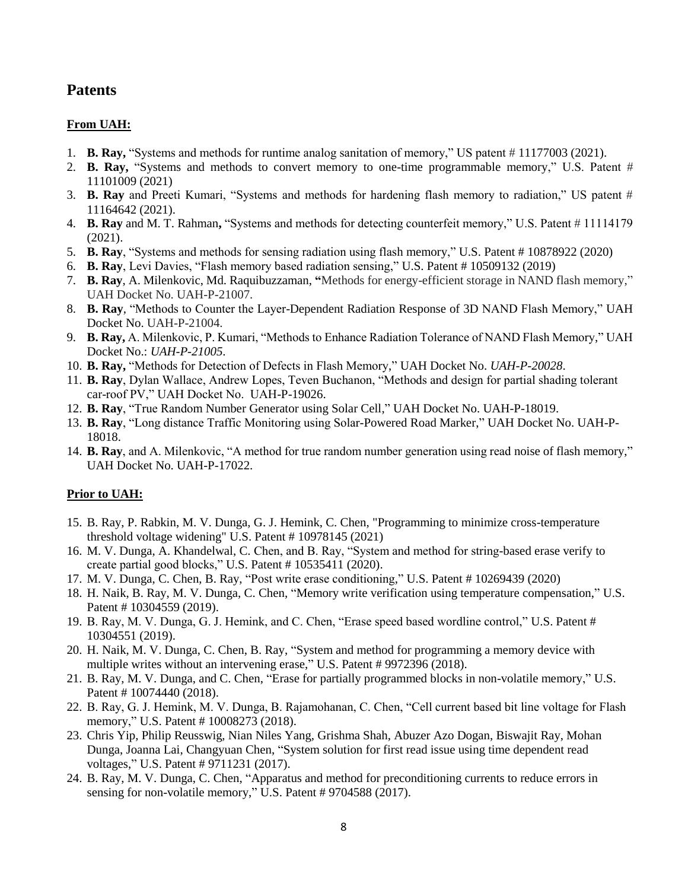## Patents

**From UAH:**

1. **B. Ray,** "Systems and methods for runtime analog sanitation of memory," US patent # 11177003 (2021).
2. **B. Ray,** "Systems and methods to convert memory to one-time programmable memory," U.S. Patent # 11101009 (2021)
3. **B. Ray** and Preeti Kumari, "Systems and methods for hardening flash memory to radiation," US patent # 11164642 (2021).
4. **B. Ray** and M. T. Rahman**,** "Systems and methods for detecting counterfeit memory," U.S. Patent # 11114179 (2021).
5. **B. Ray**, "Systems and methods for sensing radiation using flash memory," U.S. Patent # 10878922 (2020)
6. **B. Ray**, Levi Davies, "Flash memory based radiation sensing," U.S. Patent # 10509132 (2019)
7. **B. Ray**, A. Milenkovic, Md. Raquibuzzaman, **"**Methods for energy-efficient storage in NAND flash memory," UAH Docket No. UAH-P-21007.
8. **B. Ray**, "Methods to Counter the Layer-Dependent Radiation Response of 3D NAND Flash Memory," UAH Docket No. UAH-P-21004.
9. **B. Ray,** A. Milenkovic, P. Kumari, "Methods to Enhance Radiation Tolerance of NAND Flash Memory," UAH Docket No.: *UAH-P-21005*.
10. **B. Ray,** "Methods for Detection of Defects in Flash Memory," UAH Docket No. *UAH-P-20028*.
11. **B. Ray**, Dylan Wallace, Andrew Lopes, Teven Buchanon, "Methods and design for partial shading tolerant car-roof PV," UAH Docket No. UAH-P-19026.
12. **B. Ray**, "True Random Number Generator using Solar Cell," UAH Docket No. UAH-P-18019.
13. **B. Ray**, "Long distance Traffic Monitoring using Solar-Powered Road Marker," UAH Docket No. UAH-P-18018.
14. **B. Ray**, and A. Milenkovic, "A method for true random number generation using read noise of flash memory," UAH Docket No. UAH-P-17022.

**Prior to UAH:**

15. B. Ray, P. Rabkin, M. V. Dunga, G. J. Hemink, C. Chen, "Programming to minimize cross-temperature threshold voltage widening" U.S. Patent # 10978145 (2021)
16. M. V. Dunga, A. Khandelwal, C. Chen, and B. Ray, "System and method for string-based erase verify to create partial good blocks," U.S. Patent # 10535411 (2020).
17. M. V. Dunga, C. Chen, B. Ray, "Post write erase conditioning," U.S. Patent # 10269439 (2020)
18. H. Naik, B. Ray, M. V. Dunga, C. Chen, "Memory write verification using temperature compensation," U.S. Patent # 10304559 (2019).
19. B. Ray, M. V. Dunga, G. J. Hemink, and C. Chen, "Erase speed based wordline control," U.S. Patent # 10304551 (2019).
20. H. Naik, M. V. Dunga, C. Chen, B. Ray, "System and method for programming a memory device with multiple writes without an intervening erase," U.S. Patent # 9972396 (2018).
21. B. Ray, M. V. Dunga, and C. Chen, "Erase for partially programmed blocks in non-volatile memory," U.S. Patent # 10074440 (2018).
22. B. Ray, G. J. Hemink, M. V. Dunga, B. Rajamohanan, C. Chen, "Cell current based bit line voltage for Flash memory," U.S. Patent # 10008273 (2018).
23. Chris Yip, Philip Reusswig, Nian Niles Yang, Grishma Shah, Abuzer Azo Dogan, Biswajit Ray, Mohan Dunga, Joanna Lai, Changyuan Chen, "System solution for first read issue using time dependent read voltages," U.S. Patent # 9711231 (2017).
24. B. Ray, M. V. Dunga, C. Chen, "Apparatus and method for preconditioning currents to reduce errors in sensing for non-volatile memory," U.S. Patent # 9704588 (2017).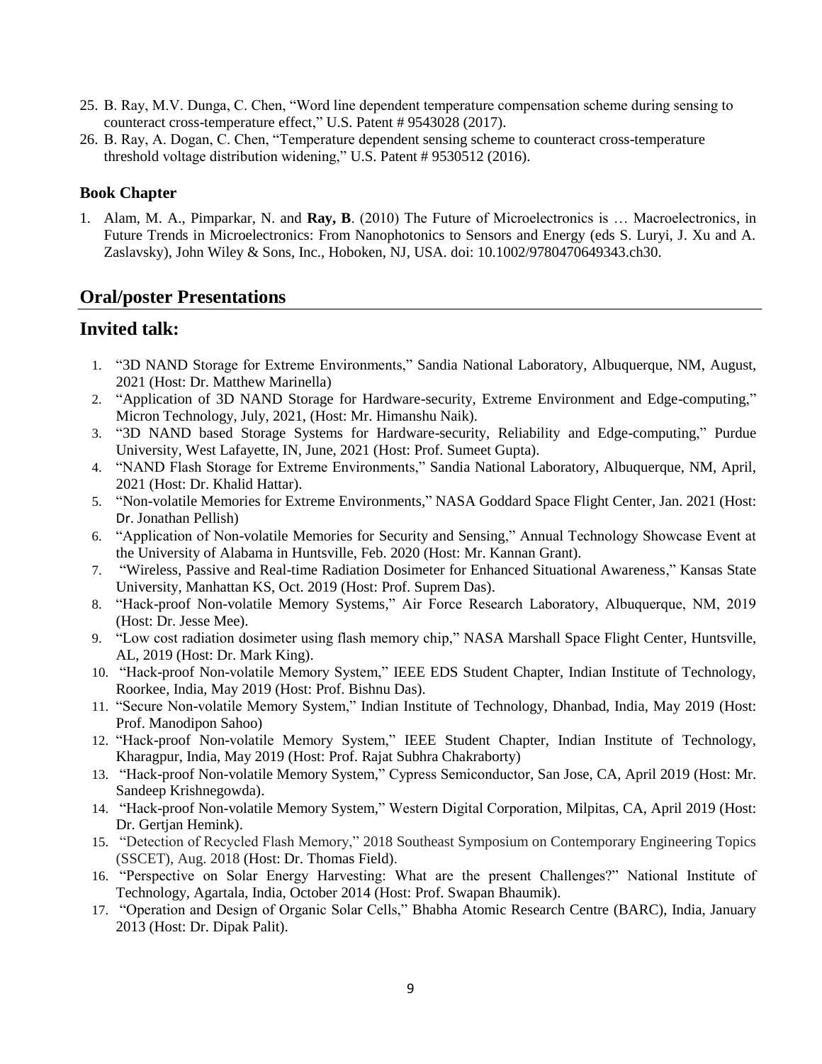25. B. Ray, M.V. Dunga, C. Chen, "Word line dependent temperature compensation scheme during sensing to counteract cross-temperature effect," U.S. Patent # 9543028 (2017).
26. B. Ray, A. Dogan, C. Chen, "Temperature dependent sensing scheme to counteract cross-temperature threshold voltage distribution widening," U.S. Patent # 9530512 (2016).

### Book Chapter

1. Alam, M. A., Pimparkar, N. and **Ray, B**. (2010) The Future of Microelectronics is … Macroelectronics, in Future Trends in Microelectronics: From Nanophotonics to Sensors and Energy (eds S. Luryi, J. Xu and A. Zaslavsky), John Wiley & Sons, Inc., Hoboken, NJ, USA. doi: 10.1002/9780470649343.ch30.

## Oral/poster Presentations

## Invited talk:

1. "3D NAND Storage for Extreme Environments," Sandia National Laboratory, Albuquerque, NM, August, 2021 (Host: Dr. Matthew Marinella)
2. "Application of 3D NAND Storage for Hardware-security, Extreme Environment and Edge-computing," Micron Technology, July, 2021, (Host: Mr. Himanshu Naik).
3. "3D NAND based Storage Systems for Hardware-security, Reliability and Edge-computing," Purdue University, West Lafayette, IN, June, 2021 (Host: Prof. Sumeet Gupta).
4. "NAND Flash Storage for Extreme Environments," Sandia National Laboratory, Albuquerque, NM, April, 2021 (Host: Dr. Khalid Hattar).
5. "Non-volatile Memories for Extreme Environments," NASA Goddard Space Flight Center, Jan. 2021 (Host: Dr. Jonathan Pellish)
6. "Application of Non-volatile Memories for Security and Sensing," Annual Technology Showcase Event at the University of Alabama in Huntsville, Feb. 2020 (Host: Mr. Kannan Grant).
7. "Wireless, Passive and Real-time Radiation Dosimeter for Enhanced Situational Awareness," Kansas State University, Manhattan KS, Oct. 2019 (Host: Prof. Suprem Das).
8. "Hack-proof Non-volatile Memory Systems," Air Force Research Laboratory, Albuquerque, NM, 2019 (Host: Dr. Jesse Mee).
9. "Low cost radiation dosimeter using flash memory chip," NASA Marshall Space Flight Center, Huntsville, AL, 2019 (Host: Dr. Mark King).
10. "Hack-proof Non-volatile Memory System," IEEE EDS Student Chapter, Indian Institute of Technology, Roorkee, India, May 2019 (Host: Prof. Bishnu Das).
11. "Secure Non-volatile Memory System," Indian Institute of Technology, Dhanbad, India, May 2019 (Host: Prof. Manodipon Sahoo)
12. "Hack-proof Non-volatile Memory System," IEEE Student Chapter, Indian Institute of Technology, Kharagpur, India, May 2019 (Host: Prof. Rajat Subhra Chakraborty)
13. "Hack-proof Non-volatile Memory System," Cypress Semiconductor, San Jose, CA, April 2019 (Host: Mr. Sandeep Krishnegowda).
14. "Hack-proof Non-volatile Memory System," Western Digital Corporation, Milpitas, CA, April 2019 (Host: Dr. Gertjan Hemink).
15. "Detection of Recycled Flash Memory," 2018 Southeast Symposium on Contemporary Engineering Topics (SSCET), Aug. 2018 (Host: Dr. Thomas Field).
16. "Perspective on Solar Energy Harvesting: What are the present Challenges?" National Institute of Technology, Agartala, India, October 2014 (Host: Prof. Swapan Bhaumik).
17. "Operation and Design of Organic Solar Cells," Bhabha Atomic Research Centre (BARC), India, January 2013 (Host: Dr. Dipak Palit).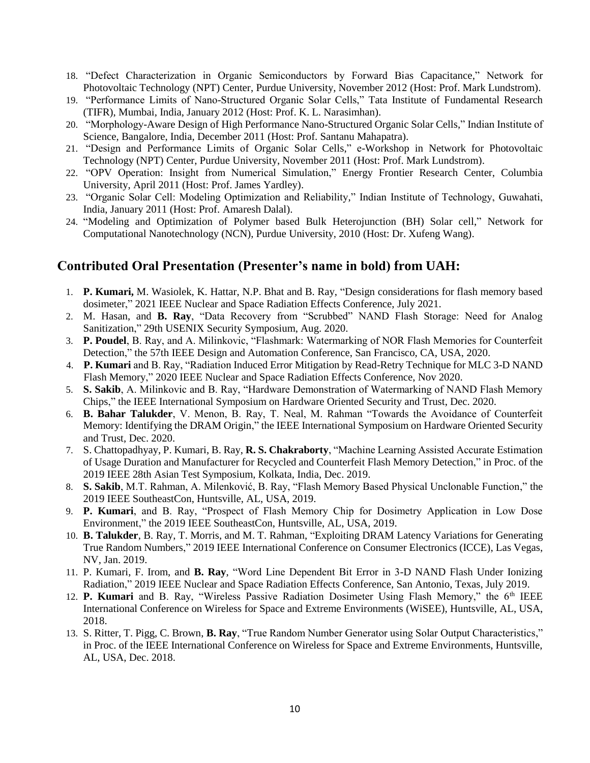18. "Defect Characterization in Organic Semiconductors by Forward Bias Capacitance," Network for Photovoltaic Technology (NPT) Center, Purdue University, November 2012 (Host: Prof. Mark Lundstrom).
19. "Performance Limits of Nano-Structured Organic Solar Cells," Tata Institute of Fundamental Research (TIFR), Mumbai, India, January 2012 (Host: Prof. K. L. Narasimhan).
20. "Morphology-Aware Design of High Performance Nano-Structured Organic Solar Cells," Indian Institute of Science, Bangalore, India, December 2011 (Host: Prof. Santanu Mahapatra).
21. "Design and Performance Limits of Organic Solar Cells," e-Workshop in Network for Photovoltaic Technology (NPT) Center, Purdue University, November 2011 (Host: Prof. Mark Lundstrom).
22. "OPV Operation: Insight from Numerical Simulation," Energy Frontier Research Center, Columbia University, April 2011 (Host: Prof. James Yardley).
23. "Organic Solar Cell: Modeling Optimization and Reliability," Indian Institute of Technology, Guwahati, India, January 2011 (Host: Prof. Amaresh Dalal).
24. "Modeling and Optimization of Polymer based Bulk Heterojunction (BH) Solar cell," Network for Computational Nanotechnology (NCN), Purdue University, 2010 (Host: Dr. Xufeng Wang).

## Contributed Oral Presentation (Presenter's name in bold) from UAH:

1. **P. Kumari,** M. Wasiolek, K. Hattar, N.P. Bhat and B. Ray, "Design considerations for flash memory based dosimeter," 2021 IEEE Nuclear and Space Radiation Effects Conference, July 2021.
2. M. Hasan, and **B. Ray**, "Data Recovery from "Scrubbed" NAND Flash Storage: Need for Analog Sanitization," 29th USENIX Security Symposium, Aug. 2020.
3. **P. Poudel**, B. Ray, and A. Milinkovic, "Flashmark: Watermarking of NOR Flash Memories for Counterfeit Detection," the 57th IEEE Design and Automation Conference, San Francisco, CA, USA, 2020.
4. **P. Kumari** and B. Ray, "Radiation Induced Error Mitigation by Read-Retry Technique for MLC 3-D NAND Flash Memory," 2020 IEEE Nuclear and Space Radiation Effects Conference, Nov 2020.
5. **S. Sakib**, A. Milinkovic and B. Ray, "Hardware Demonstration of Watermarking of NAND Flash Memory Chips," the IEEE International Symposium on Hardware Oriented Security and Trust, Dec. 2020.
6. **B. Bahar Talukder**, V. Menon, B. Ray, T. Neal, M. Rahman "Towards the Avoidance of Counterfeit Memory: Identifying the DRAM Origin," the IEEE International Symposium on Hardware Oriented Security and Trust, Dec. 2020.
7. S. Chattopadhyay, P. Kumari, B. Ray, **R. S. Chakraborty**, "Machine Learning Assisted Accurate Estimation of Usage Duration and Manufacturer for Recycled and Counterfeit Flash Memory Detection," in Proc. of the 2019 IEEE 28th Asian Test Symposium, Kolkata, India, Dec. 2019.
8. **S. Sakib**, M.T. Rahman, A. Milenković, B. Ray, "Flash Memory Based Physical Unclonable Function," the 2019 IEEE SoutheastCon, Huntsville, AL, USA, 2019.
9. **P. Kumari**, and B. Ray, "Prospect of Flash Memory Chip for Dosimetry Application in Low Dose Environment," the 2019 IEEE SoutheastCon, Huntsville, AL, USA, 2019.
10. **B. Talukder**, B. Ray, T. Morris, and M. T. Rahman, "Exploiting DRAM Latency Variations for Generating True Random Numbers," 2019 IEEE International Conference on Consumer Electronics (ICCE), Las Vegas, NV, Jan. 2019.
11. P. Kumari, F. Irom, and **B. Ray**, "Word Line Dependent Bit Error in 3-D NAND Flash Under Ionizing Radiation," 2019 IEEE Nuclear and Space Radiation Effects Conference, San Antonio, Texas, July 2019.
12. **P. Kumari** and B. Ray, "Wireless Passive Radiation Dosimeter Using Flash Memory," the 6th IEEE International Conference on Wireless for Space and Extreme Environments (WiSEE), Huntsville, AL, USA, 2018.
13. S. Ritter, T. Pigg, C. Brown, **B. Ray**, "True Random Number Generator using Solar Output Characteristics," in Proc. of the IEEE International Conference on Wireless for Space and Extreme Environments, Huntsville, AL, USA, Dec. 2018.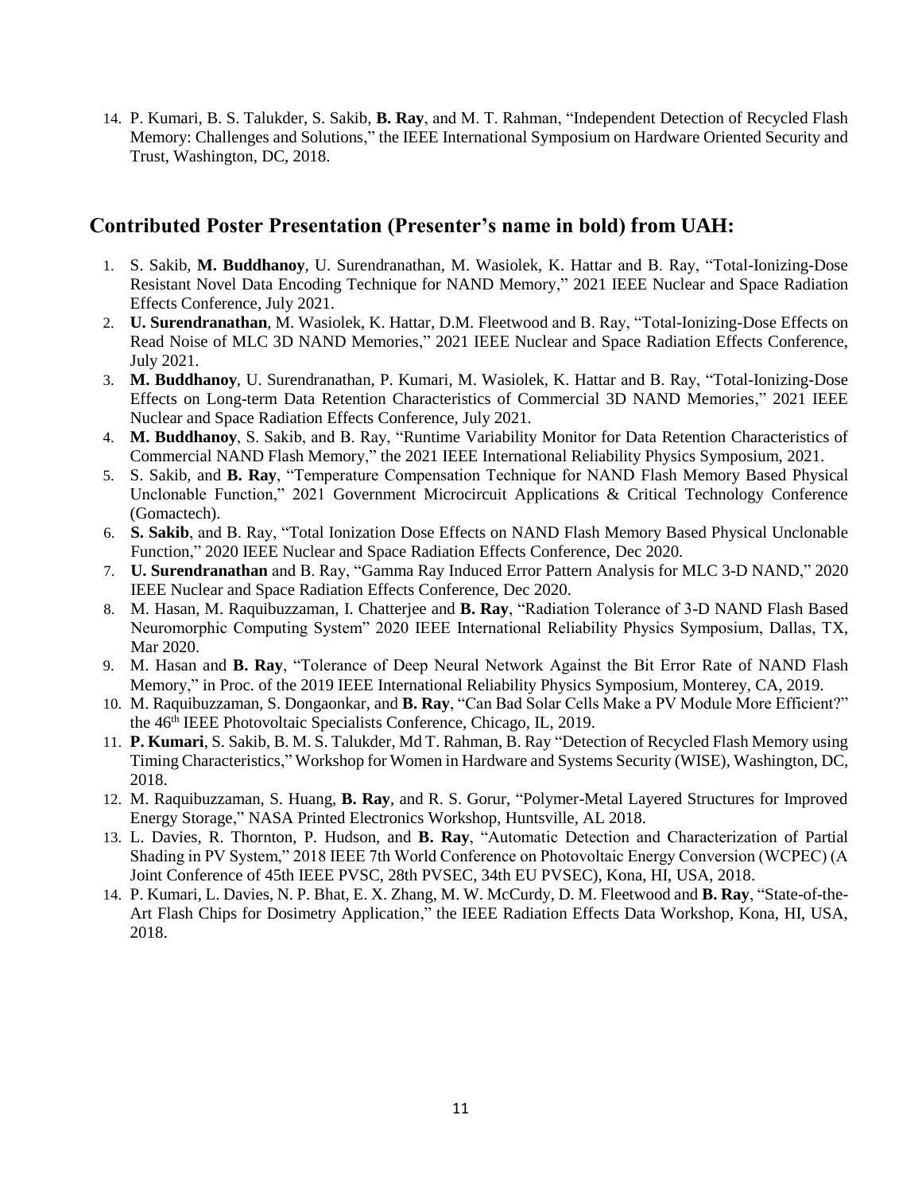14. P. Kumari, B. S. Talukder, S. Sakib, **B. Ray**, and M. T. Rahman, "Independent Detection of Recycled Flash Memory: Challenges and Solutions," the IEEE International Symposium on Hardware Oriented Security and Trust, Washington, DC, 2018.

## Contributed Poster Presentation (Presenter's name in bold) from UAH:

1. S. Sakib, **M. Buddhanoy**, U. Surendranathan, M. Wasiolek, K. Hattar and B. Ray, "Total-Ionizing-Dose Resistant Novel Data Encoding Technique for NAND Memory," 2021 IEEE Nuclear and Space Radiation Effects Conference, July 2021.
2. **U. Surendranathan**, M. Wasiolek, K. Hattar, D.M. Fleetwood and B. Ray, "Total-Ionizing-Dose Effects on Read Noise of MLC 3D NAND Memories," 2021 IEEE Nuclear and Space Radiation Effects Conference, July 2021.
3. **M. Buddhanoy**, U. Surendranathan, P. Kumari, M. Wasiolek, K. Hattar and B. Ray, "Total-Ionizing-Dose Effects on Long-term Data Retention Characteristics of Commercial 3D NAND Memories," 2021 IEEE Nuclear and Space Radiation Effects Conference, July 2021.
4. **M. Buddhanoy**, S. Sakib, and B. Ray, "Runtime Variability Monitor for Data Retention Characteristics of Commercial NAND Flash Memory," the 2021 IEEE International Reliability Physics Symposium, 2021.
5. S. Sakib, and **B. Ray**, "Temperature Compensation Technique for NAND Flash Memory Based Physical Unclonable Function," 2021 Government Microcircuit Applications & Critical Technology Conference (Gomactech).
6. **S. Sakib**, and B. Ray, "Total Ionization Dose Effects on NAND Flash Memory Based Physical Unclonable Function," 2020 IEEE Nuclear and Space Radiation Effects Conference, Dec 2020.
7. **U. Surendranathan** and B. Ray, "Gamma Ray Induced Error Pattern Analysis for MLC 3-D NAND," 2020 IEEE Nuclear and Space Radiation Effects Conference, Dec 2020.
8. M. Hasan, M. Raquibuzzaman, I. Chatterjee and **B. Ray**, "Radiation Tolerance of 3-D NAND Flash Based Neuromorphic Computing System" 2020 IEEE International Reliability Physics Symposium, Dallas, TX, Mar 2020.
9. M. Hasan and **B. Ray**, "Tolerance of Deep Neural Network Against the Bit Error Rate of NAND Flash Memory," in Proc. of the 2019 IEEE International Reliability Physics Symposium, Monterey, CA, 2019.
10. M. Raquibuzzaman, S. Dongaonkar, and **B. Ray**, "Can Bad Solar Cells Make a PV Module More Efficient?" the 46th IEEE Photovoltaic Specialists Conference, Chicago, IL, 2019.
11. **P. Kumari**, S. Sakib, B. M. S. Talukder, Md T. Rahman, B. Ray "Detection of Recycled Flash Memory using Timing Characteristics," Workshop for Women in Hardware and Systems Security (WISE), Washington, DC, 2018.
12. M. Raquibuzzaman, S. Huang, **B. Ray**, and R. S. Gorur, "Polymer-Metal Layered Structures for Improved Energy Storage," NASA Printed Electronics Workshop, Huntsville, AL 2018.
13. L. Davies, R. Thornton, P. Hudson, and **B. Ray**, "Automatic Detection and Characterization of Partial Shading in PV System," 2018 IEEE 7th World Conference on Photovoltaic Energy Conversion (WCPEC) (A Joint Conference of 45th IEEE PVSC, 28th PVSEC, 34th EU PVSEC), Kona, HI, USA, 2018.
14. P. Kumari, L. Davies, N. P. Bhat, E. X. Zhang, M. W. McCurdy, D. M. Fleetwood and **B. Ray**, "State-of-the-Art Flash Chips for Dosimetry Application," the IEEE Radiation Effects Data Workshop, Kona, HI, USA, 2018.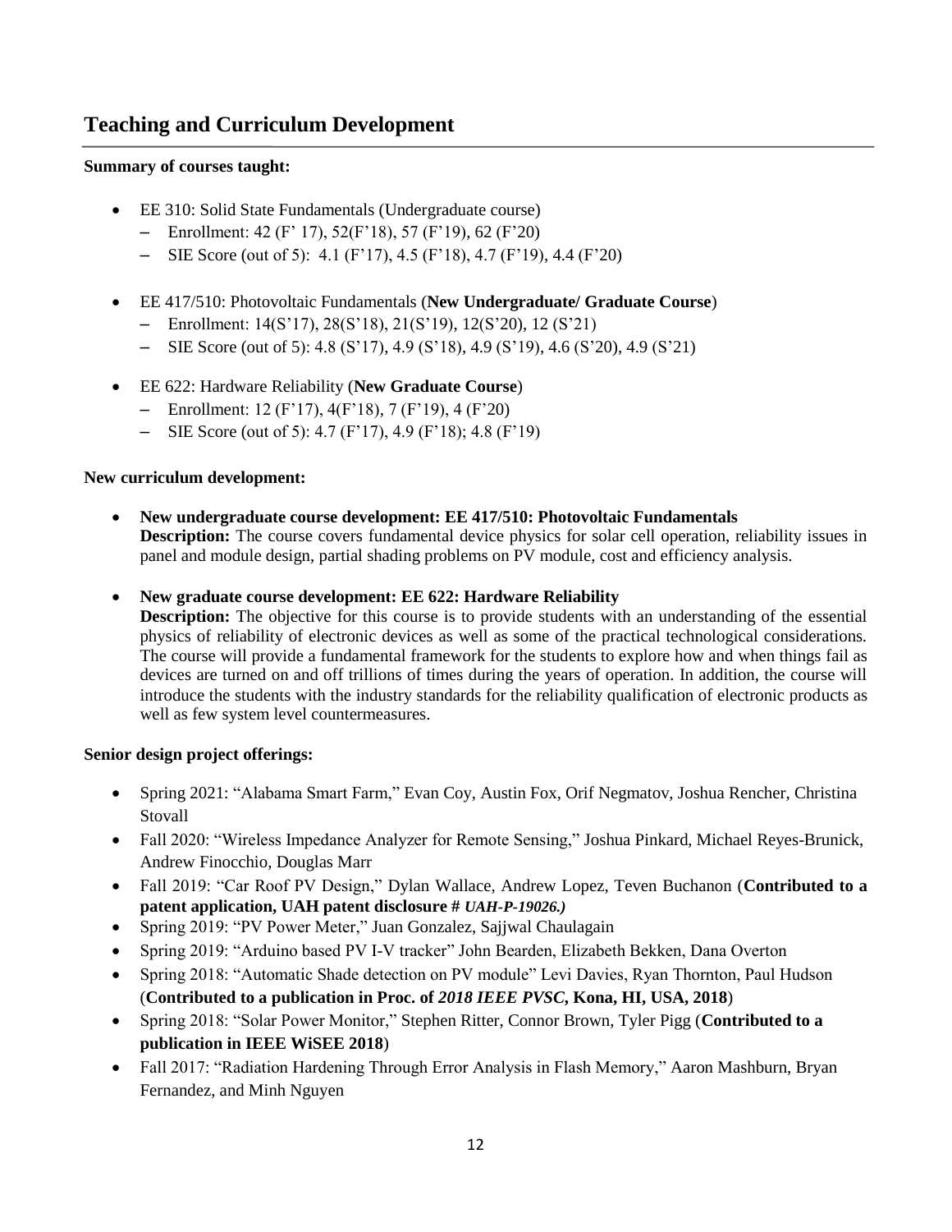## Teaching and Curriculum Development

**Summary of courses taught:**

- EE 310: Solid State Fundamentals (Undergraduate course)
  - Enrollment: 42 (F' 17), 52(F'18), 57 (F'19), 62 (F'20)
  - SIE Score (out of 5): 4.1 (F'17), 4.5 (F'18), 4.7 (F'19), 4.4 (F'20)

- EE 417/510: Photovoltaic Fundamentals (**New Undergraduate/ Graduate Course**)
  - Enrollment: 14(S'17), 28(S'18), 21(S'19), 12(S'20), 12 (S'21)
  - SIE Score (out of 5): 4.8 (S'17), 4.9 (S'18), 4.9 (S'19), 4.6 (S'20), 4.9 (S'21)

- EE 622: Hardware Reliability (**New Graduate Course**)
  - Enrollment: 12 (F'17), 4(F'18), 7 (F'19), 4 (F'20)
  - SIE Score (out of 5): 4.7 (F'17), 4.9 (F'18); 4.8 (F'19)

**New curriculum development:**

- **New undergraduate course development: EE 417/510: Photovoltaic Fundamentals**
  **Description:** The course covers fundamental device physics for solar cell operation, reliability issues in panel and module design, partial shading problems on PV module, cost and efficiency analysis.

- **New graduate course development: EE 622: Hardware Reliability**
  **Description:** The objective for this course is to provide students with an understanding of the essential physics of reliability of electronic devices as well as some of the practical technological considerations. The course will provide a fundamental framework for the students to explore how and when things fail as devices are turned on and off trillions of times during the years of operation. In addition, the course will introduce the students with the industry standards for the reliability qualification of electronic products as well as few system level countermeasures.

**Senior design project offerings:**

- Spring 2021: "Alabama Smart Farm," Evan Coy, Austin Fox, Orif Negmatov, Joshua Rencher, Christina Stovall
- Fall 2020: "Wireless Impedance Analyzer for Remote Sensing," Joshua Pinkard, Michael Reyes-Brunick, Andrew Finocchio, Douglas Marr
- Fall 2019: "Car Roof PV Design," Dylan Wallace, Andrew Lopez, Teven Buchanon (**Contributed to a patent application, UAH patent disclosure # *UAH-P-19026.)***
- Spring 2019: "PV Power Meter," Juan Gonzalez, Sajjwal Chaulagain
- Spring 2019: "Arduino based PV I-V tracker" John Bearden, Elizabeth Bekken, Dana Overton
- Spring 2018: "Automatic Shade detection on PV module" Levi Davies, Ryan Thornton, Paul Hudson (**Contributed to a publication in Proc. of *2018 IEEE PVSC*, Kona, HI, USA, 2018**)
- Spring 2018: "Solar Power Monitor," Stephen Ritter, Connor Brown, Tyler Pigg (**Contributed to a publication in IEEE WiSEE 2018**)
- Fall 2017: "Radiation Hardening Through Error Analysis in Flash Memory," Aaron Mashburn, Bryan Fernandez, and Minh Nguyen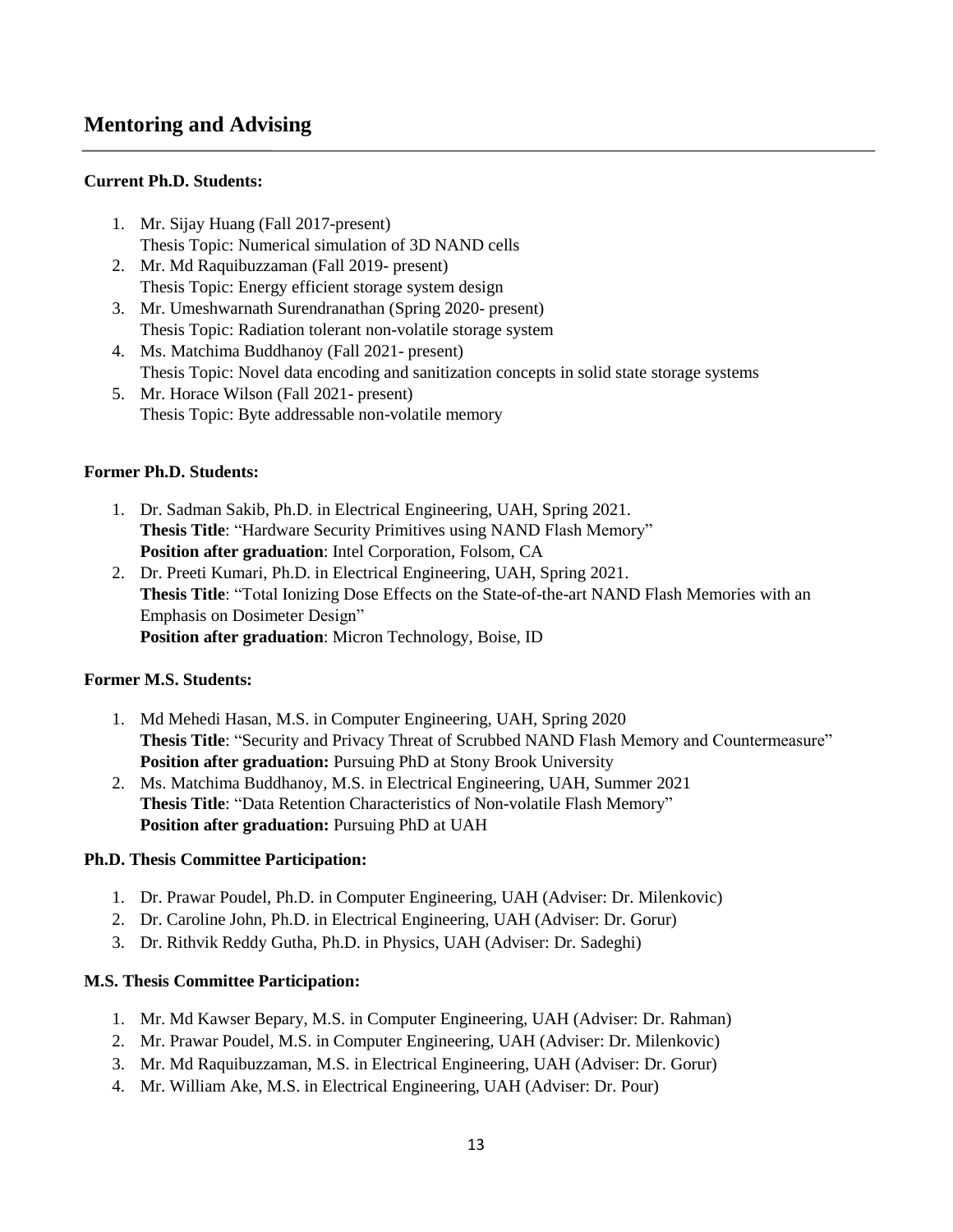## Mentoring and Advising

**Current Ph.D. Students:**

1. Mr. Sijay Huang (Fall 2017-present)
   Thesis Topic: Numerical simulation of 3D NAND cells
2. Mr. Md Raquibuzzaman (Fall 2019- present)
   Thesis Topic: Energy efficient storage system design
3. Mr. Umeshwarnath Surendranathan (Spring 2020- present)
   Thesis Topic: Radiation tolerant non-volatile storage system
4. Ms. Matchima Buddhanoy (Fall 2021- present)
   Thesis Topic: Novel data encoding and sanitization concepts in solid state storage systems
5. Mr. Horace Wilson (Fall 2021- present)
   Thesis Topic: Byte addressable non-volatile memory

**Former Ph.D. Students:**

1. Dr. Sadman Sakib, Ph.D. in Electrical Engineering, UAH, Spring 2021.
   **Thesis Title**: "Hardware Security Primitives using NAND Flash Memory"
   **Position after graduation**: Intel Corporation, Folsom, CA
2. Dr. Preeti Kumari, Ph.D. in Electrical Engineering, UAH, Spring 2021.
   **Thesis Title**: "Total Ionizing Dose Effects on the State-of-the-art NAND Flash Memories with an Emphasis on Dosimeter Design"
   **Position after graduation**: Micron Technology, Boise, ID

**Former M.S. Students:**

1. Md Mehedi Hasan, M.S. in Computer Engineering, UAH, Spring 2020
   **Thesis Title**: "Security and Privacy Threat of Scrubbed NAND Flash Memory and Countermeasure"
   **Position after graduation:** Pursuing PhD at Stony Brook University
2. Ms. Matchima Buddhanoy, M.S. in Electrical Engineering, UAH, Summer 2021
   **Thesis Title**: "Data Retention Characteristics of Non-volatile Flash Memory"
   **Position after graduation:** Pursuing PhD at UAH

**Ph.D. Thesis Committee Participation:**

1. Dr. Prawar Poudel, Ph.D. in Computer Engineering, UAH (Adviser: Dr. Milenkovic)
2. Dr. Caroline John, Ph.D. in Electrical Engineering, UAH (Adviser: Dr. Gorur)
3. Dr. Rithvik Reddy Gutha, Ph.D. in Physics, UAH (Adviser: Dr. Sadeghi)

**M.S. Thesis Committee Participation:**

1. Mr. Md Kawser Bepary, M.S. in Computer Engineering, UAH (Adviser: Dr. Rahman)
2. Mr. Prawar Poudel, M.S. in Computer Engineering, UAH (Adviser: Dr. Milenkovic)
3. Mr. Md Raquibuzzaman, M.S. in Electrical Engineering, UAH (Adviser: Dr. Gorur)
4. Mr. William Ake, M.S. in Electrical Engineering, UAH (Adviser: Dr. Pour)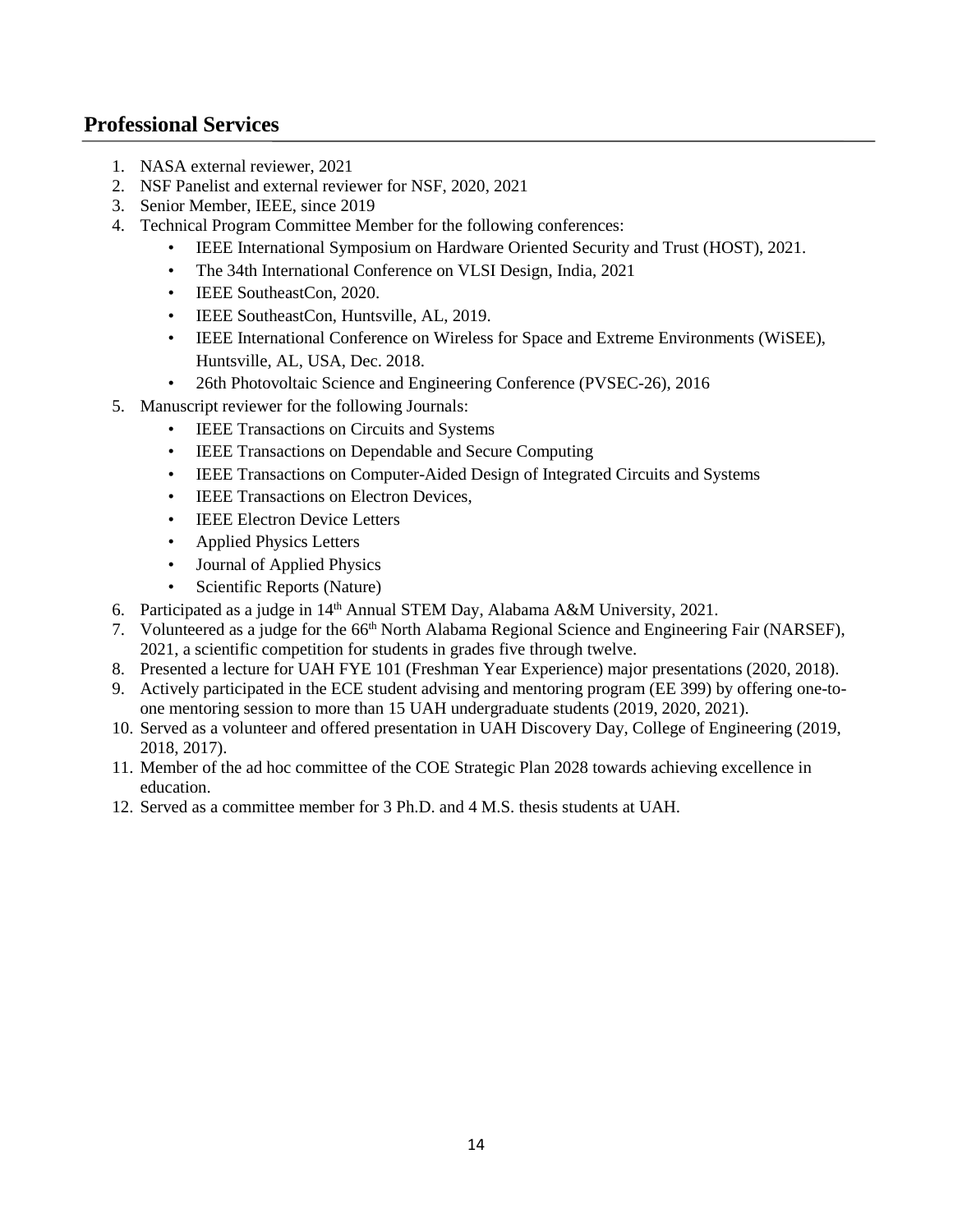## Professional Services

1. NASA external reviewer, 2021
2. NSF Panelist and external reviewer for NSF, 2020, 2021
3. Senior Member, IEEE, since 2019
4. Technical Program Committee Member for the following conferences:
    - IEEE International Symposium on Hardware Oriented Security and Trust (HOST), 2021.
    - The 34th International Conference on VLSI Design, India, 2021
    - IEEE SoutheastCon, 2020.
    - IEEE SoutheastCon, Huntsville, AL, 2019.
    - IEEE International Conference on Wireless for Space and Extreme Environments (WiSEE), Huntsville, AL, USA, Dec. 2018.
    - 26th Photovoltaic Science and Engineering Conference (PVSEC-26), 2016
5. Manuscript reviewer for the following Journals:
    - IEEE Transactions on Circuits and Systems
    - IEEE Transactions on Dependable and Secure Computing
    - IEEE Transactions on Computer-Aided Design of Integrated Circuits and Systems
    - IEEE Transactions on Electron Devices,
    - IEEE Electron Device Letters
    - Applied Physics Letters
    - Journal of Applied Physics
    - Scientific Reports (Nature)
6. Participated as a judge in 14th Annual STEM Day, Alabama A&M University, 2021.
7. Volunteered as a judge for the 66th North Alabama Regional Science and Engineering Fair (NARSEF), 2021, a scientific competition for students in grades five through twelve.
8. Presented a lecture for UAH FYE 101 (Freshman Year Experience) major presentations (2020, 2018).
9. Actively participated in the ECE student advising and mentoring program (EE 399) by offering one-to-one mentoring session to more than 15 UAH undergraduate students (2019, 2020, 2021).
10. Served as a volunteer and offered presentation in UAH Discovery Day, College of Engineering (2019, 2018, 2017).
11. Member of the ad hoc committee of the COE Strategic Plan 2028 towards achieving excellence in education.
12. Served as a committee member for 3 Ph.D. and 4 M.S. thesis students at UAH.